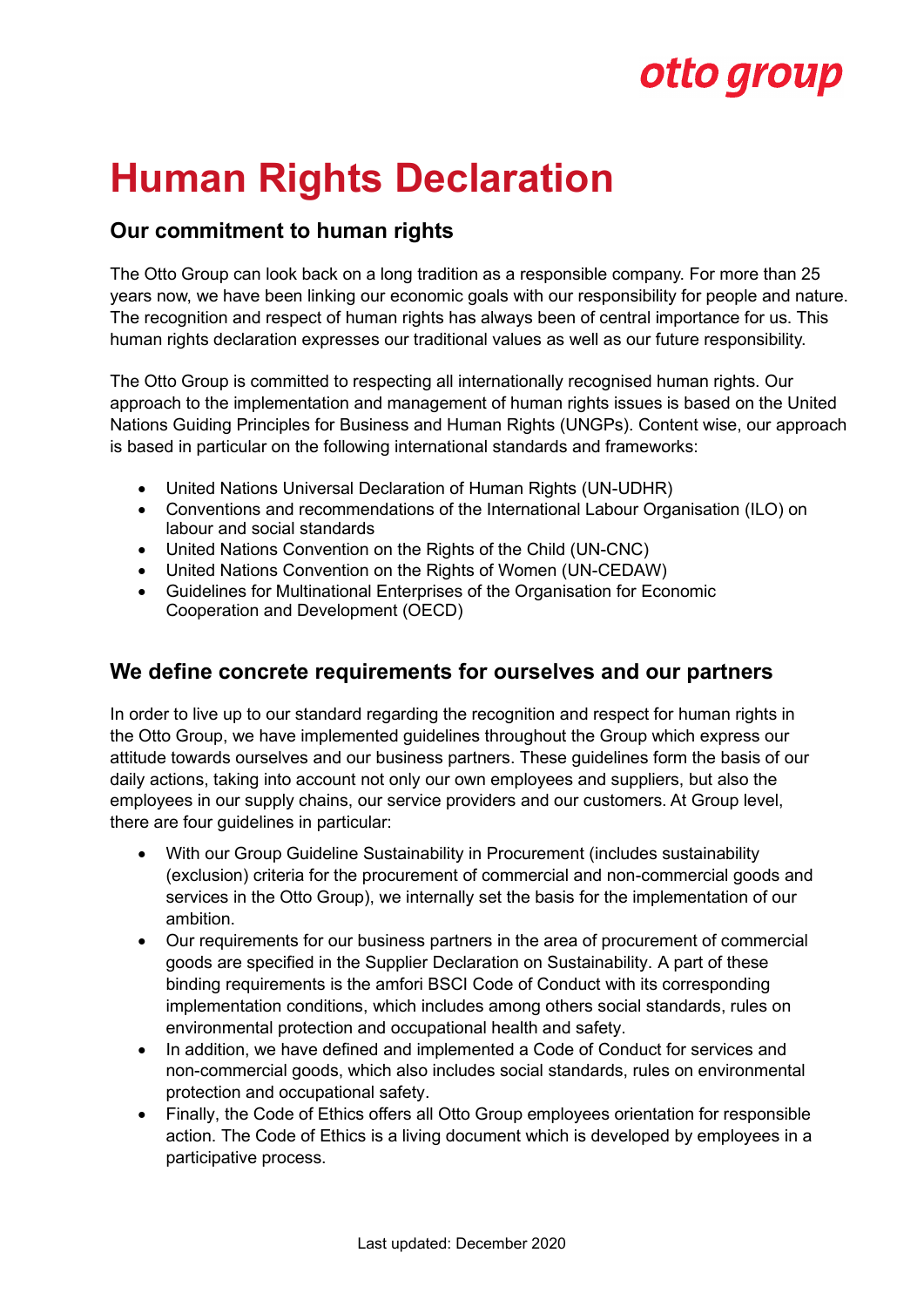# Human Rights Declaration

## Our commitment to human rights

The Otto Group can look back on a long tradition as a responsible company. For more than 25 years now, we have been linking our economic goals with our responsibility for people and nature. The recognition and respect of human rights has always been of central importance for us. This human rights declaration expresses our traditional values as well as our future responsibility.

The Otto Group is committed to respecting all internationally recognised human rights. Our approach to the implementation and management of human rights issues is based on the United Nations Guiding Principles for Business and Human Rights (UNGPs). Content wise, our approach is based in particular on the following international standards and frameworks:

- United Nations Universal Declaration of Human Rights (UN-UDHR)
- Conventions and recommendations of the International Labour Organisation (ILO) on labour and social standards
- United Nations Convention on the Rights of the Child (UN-CNC)
- United Nations Convention on the Rights of Women (UN-CEDAW)
- Guidelines for Multinational Enterprises of the Organisation for Economic Cooperation and Development (OECD)

## We define concrete requirements for ourselves and our partners

In order to live up to our standard regarding the recognition and respect for human rights in the Otto Group, we have implemented guidelines throughout the Group which express our attitude towards ourselves and our business partners. These guidelines form the basis of our daily actions, taking into account not only our own employees and suppliers, but also the employees in our supply chains, our service providers and our customers. At Group level, there are four guidelines in particular:

- With our Group Guideline Sustainability in Procurement (includes sustainability (exclusion) criteria for the procurement of commercial and non-commercial goods and services in the Otto Group), we internally set the basis for the implementation of our ambition.
- Our requirements for our business partners in the area of procurement of commercial goods are specified in the Supplier Declaration on Sustainability. A part of these binding requirements is the amfori BSCI Code of Conduct with its corresponding implementation conditions, which includes among others social standards, rules on environmental protection and occupational health and safety.
- In addition, we have defined and implemented a Code of Conduct for services and non-commercial goods, which also includes social standards, rules on environmental protection and occupational safety.
- Finally, the Code of Ethics offers all Otto Group employees orientation for responsible action. The Code of Ethics is a living document which is developed by employees in a participative process.

Last updated: December 2020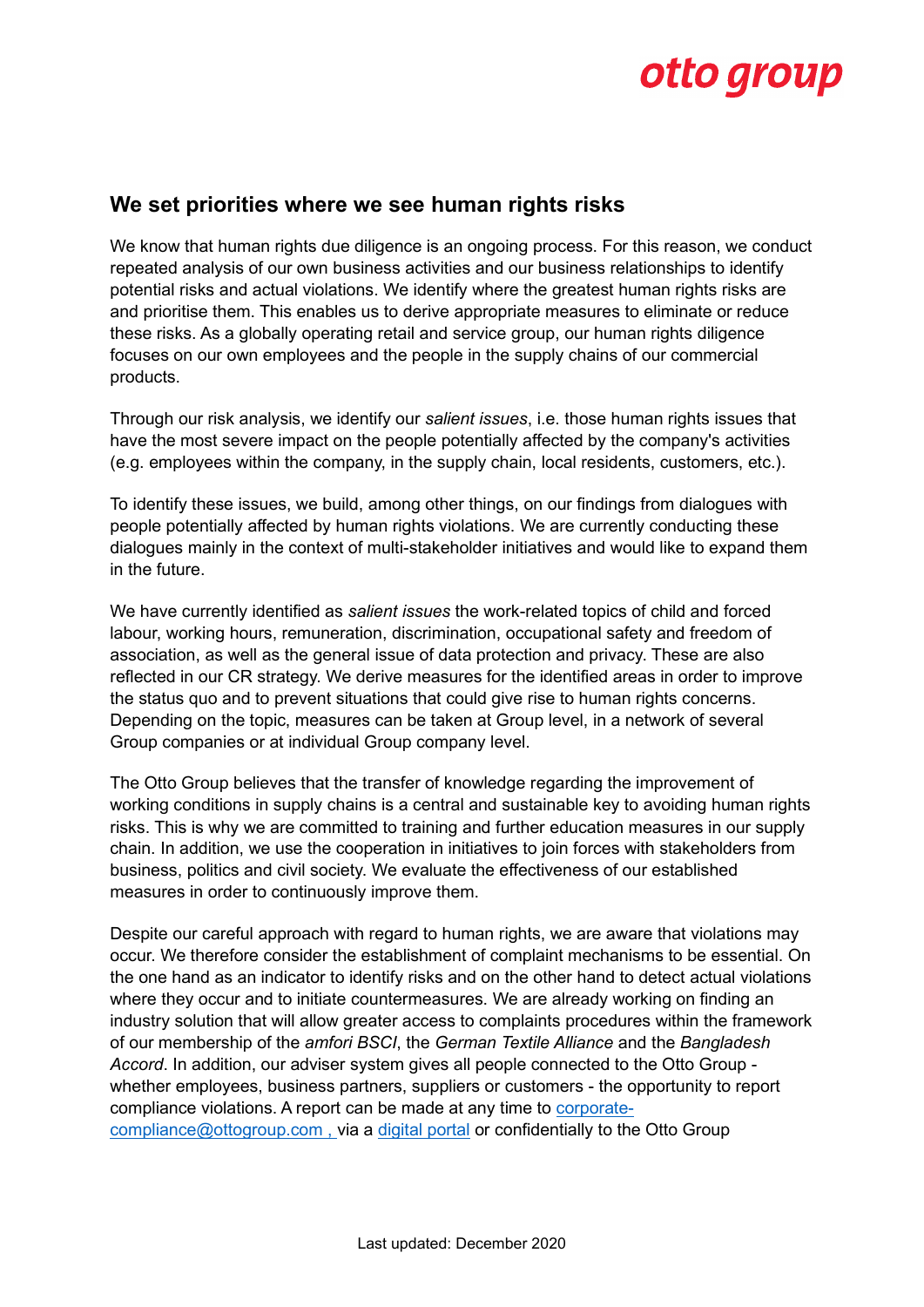## We set priorities where we see human rights risks

We know that human rights due diligence is an ongoing process. For this reason, we conduct repeated analysis of our own business activities and our business relationships to identify potential risks and actual violations. We identify where the greatest human rights risks are and prioritise them. This enables us to derive appropriate measures to eliminate or reduce these risks. As a globally operating retail and service group, our human rights diligence focuses on our own employees and the people in the supply chains of our commercial products.

Through our risk analysis, we identify our *salient issues*, i.e. those human rights issues that have the most severe impact on the people potentially affected by the company's activities (e.g. employees within the company, in the supply chain, local residents, customers, etc.).

To identify these issues, we build, among other things, on our findings from dialogues with people potentially affected by human rights violations. We are currently conducting these dialogues mainly in the context of multi-stakeholder initiatives and would like to expand them in the future.

We have currently identified as *salient issues* the work-related topics of child and forced labour, working hours, remuneration, discrimination, occupational safety and freedom of association, as well as the general issue of data protection and privacy. These are also reflected in our CR strategy. We derive measures for the identified areas in order to improve the status quo and to prevent situations that could give rise to human rights concerns. Depending on the topic, measures can be taken at Group level, in a network of several Group companies or at individual Group company level.

The Otto Group believes that the transfer of knowledge regarding the improvement of working conditions in supply chains is a central and sustainable key to avoiding human rights risks. This is why we are committed to training and further education measures in our supply chain. In addition, we use the cooperation in initiatives to join forces with stakeholders from business, politics and civil society. We evaluate the effectiveness of our established measures in order to continuously improve them.

Despite our careful approach with regard to human rights, we are aware that violations may occur. We therefore consider the establishment of complaint mechanisms to be essential. On the one hand as an indicator to identify risks and on the other hand to detect actual violations where they occur and to initiate countermeasures. We are already working on finding an industry solution that will allow greater access to complaints procedures within the framework of our membership of the *amfori BSCI*, the *German Textile Alliance* and the *Bangladesh Accord*. In addition, our adviser system gives all people connected to the Otto Group - whether employees, business partners, suppliers or customers - the opportunity to report compliance violations. A report can be made at any time to corporate-compliance@ottogroup.com , via a digital portal or confidentially to the Otto Group

Last updated: December 2020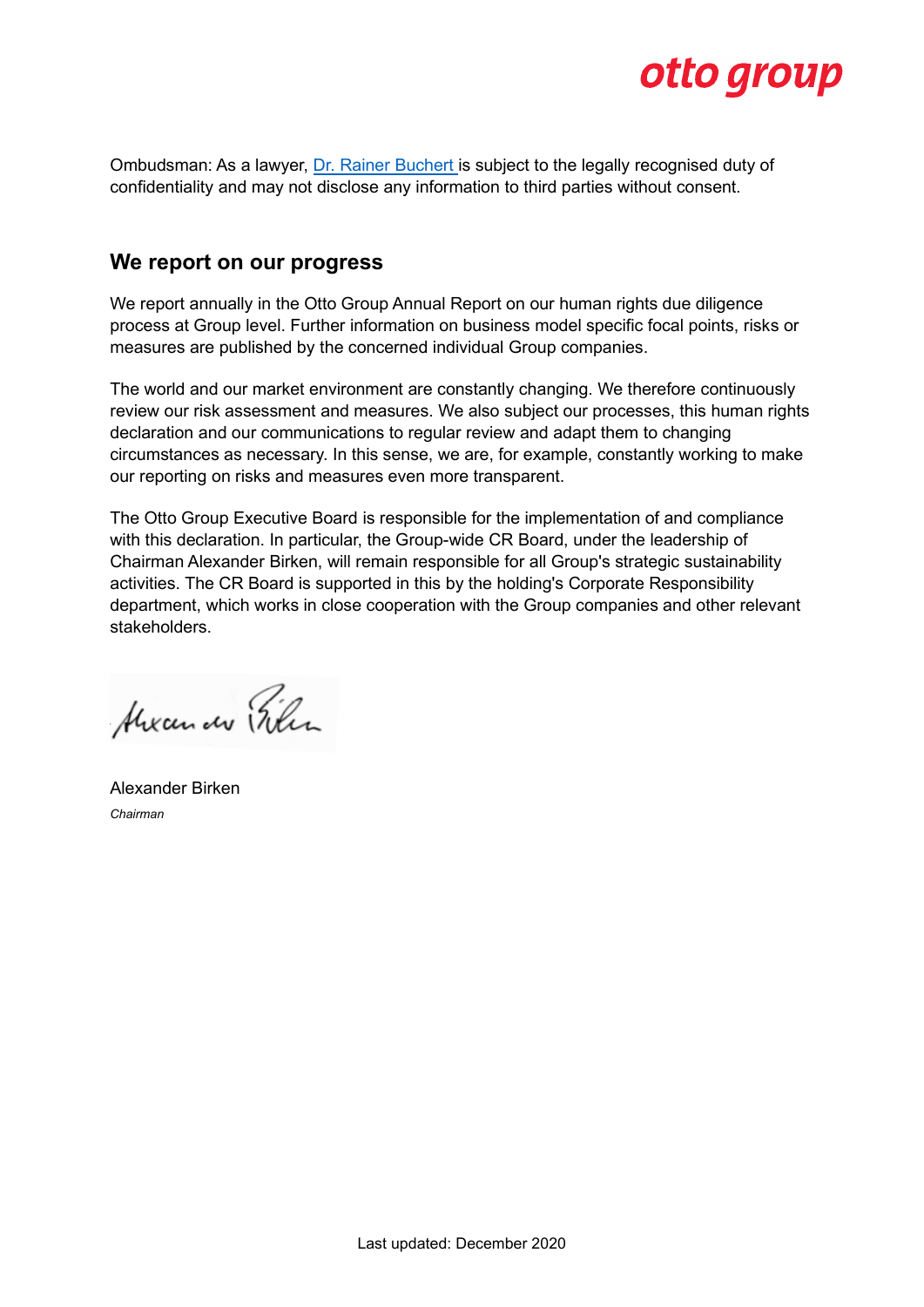Ombudsman: As a lawyer, Dr. Rainer Buchert is subject to the legally recognised duty of confidentiality and may not disclose any information to third parties without consent.

## We report on our progress

We report annually in the Otto Group Annual Report on our human rights due diligence process at Group level. Further information on business model specific focal points, risks or measures are published by the concerned individual Group companies.

The world and our market environment are constantly changing. We therefore continuously review our risk assessment and measures. We also subject our processes, this human rights declaration and our communications to regular review and adapt them to changing circumstances as necessary. In this sense, we are, for example, constantly working to make our reporting on risks and measures even more transparent.

The Otto Group Executive Board is responsible for the implementation of and compliance with this declaration. In particular, the Group-wide CR Board, under the leadership of Chairman Alexander Birken, will remain responsible for all Group's strategic sustainability activities. The CR Board is supported in this by the holding's Corporate Responsibility department, which works in close cooperation with the Group companies and other relevant stakeholders.

Alexander Birken

*Chairman*

Last updated: December 2020